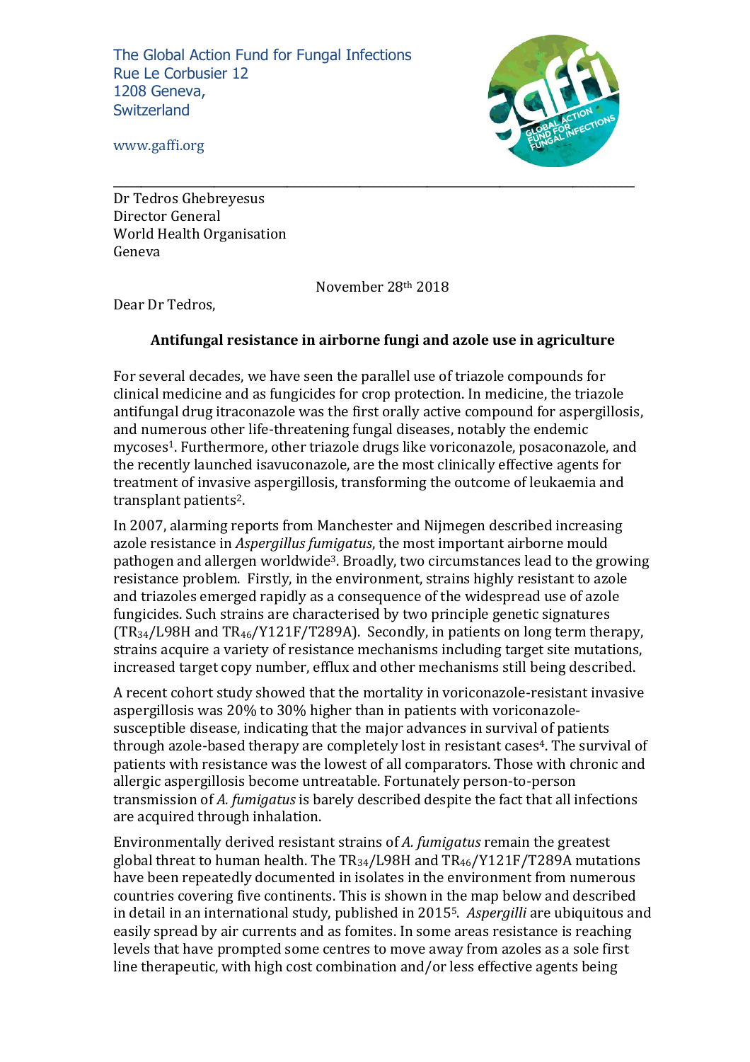The Global Action Fund for Fungal Infections
Rue Le Corbusier 12
1208 Geneva,
Switzerland

www.gaffi.org

---

Dr Tedros Ghebreyesus
Director General
World Health Organisation
Geneva

November 28th 2018

Dear Dr Tedros,

**Antifungal resistance in airborne fungi and azole use in agriculture**

For several decades, we have seen the parallel use of triazole compounds for clinical medicine and as fungicides for crop protection. In medicine, the triazole antifungal drug itraconazole was the first orally active compound for aspergillosis, and numerous other life-threatening fungal diseases, notably the endemic mycoses[1]. Furthermore, other triazole drugs like voriconazole, posaconazole, and the recently launched isavuconazole, are the most clinically effective agents for treatment of invasive aspergillosis, transforming the outcome of leukaemia and transplant patients[2].

In 2007, alarming reports from Manchester and Nijmegen described increasing azole resistance in *Aspergillus fumigatus*, the most important airborne mould pathogen and allergen worldwide[3]. Broadly, two circumstances lead to the growing resistance problem. Firstly, in the environment, strains highly resistant to azole and triazoles emerged rapidly as a consequence of the widespread use of azole fungicides. Such strains are characterised by two principle genetic signatures ($TR_{34}$/L98H and $TR_{46}$/Y121F/T289A). Secondly, in patients on long term therapy, strains acquire a variety of resistance mechanisms including target site mutations, increased target copy number, efflux and other mechanisms still being described.

A recent cohort study showed that the mortality in voriconazole-resistant invasive aspergillosis was 20% to 30% higher than in patients with voriconazole-susceptible disease, indicating that the major advances in survival of patients through azole-based therapy are completely lost in resistant cases[4]. The survival of patients with resistance was the lowest of all comparators. Those with chronic and allergic aspergillosis become untreatable. Fortunately person-to-person transmission of *A. fumigatus* is barely described despite the fact that all infections are acquired through inhalation.

Environmentally derived resistant strains of *A. fumigatus* remain the greatest global threat to human health. The $TR_{34}$/L98H and $TR_{46}$/Y121F/T289A mutations have been repeatedly documented in isolates in the environment from numerous countries covering five continents. This is shown in the map below and described in detail in an international study, published in 2015[5]. *Aspergilli* are ubiquitous and easily spread by air currents and as fomites. In some areas resistance is reaching levels that have prompted some centres to move away from azoles as a sole first line therapeutic, with high cost combination and/or less effective agents being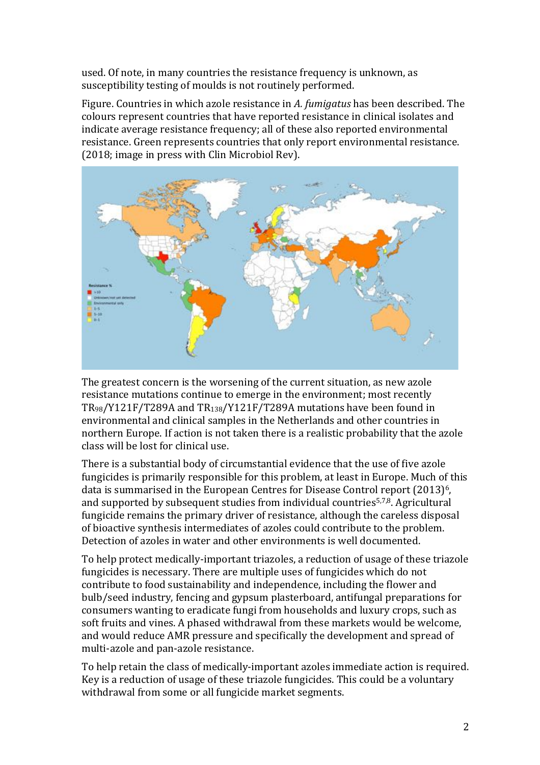used. Of note, in many countries the resistance frequency is unknown, as susceptibility testing of moulds is not routinely performed.

Figure. Countries in which azole resistance in *A. fumigatus* has been described. The colours represent countries that have reported resistance in clinical isolates and indicate average resistance frequency; all of these also reported environmental resistance. Green represents countries that only report environmental resistance. (2018; image in press with Clin Microbiol Rev).

The greatest concern is the worsening of the current situation, as new azole resistance mutations continue to emerge in the environment; most recently $TR_{98}$/Y121F/T289A and $TR_{138}$/Y121F/T289A mutations have been found in environmental and clinical samples in the Netherlands and other countries in northern Europe. If action is not taken there is a realistic probability that the azole class will be lost for clinical use.

There is a substantial body of circumstantial evidence that the use of five azole fungicides is primarily responsible for this problem, at least in Europe. Much of this data is summarised in the European Centres for Disease Control report (2013)[6], and supported by subsequent studies from individual countries[5,7,8]. Agricultural fungicide remains the primary driver of resistance, although the careless disposal of bioactive synthesis intermediates of azoles could contribute to the problem. Detection of azoles in water and other environments is well documented.

To help protect medically-important triazoles, a reduction of usage of these triazole fungicides is necessary. There are multiple uses of fungicides which do not contribute to food sustainability and independence, including the flower and bulb/seed industry, fencing and gypsum plasterboard, antifungal preparations for consumers wanting to eradicate fungi from households and luxury crops, such as soft fruits and vines. A phased withdrawal from these markets would be welcome, and would reduce AMR pressure and specifically the development and spread of multi-azole and pan-azole resistance.

To help retain the class of medically-important azoles immediate action is required. Key is a reduction of usage of these triazole fungicides. This could be a voluntary withdrawal from some or all fungicide market segments.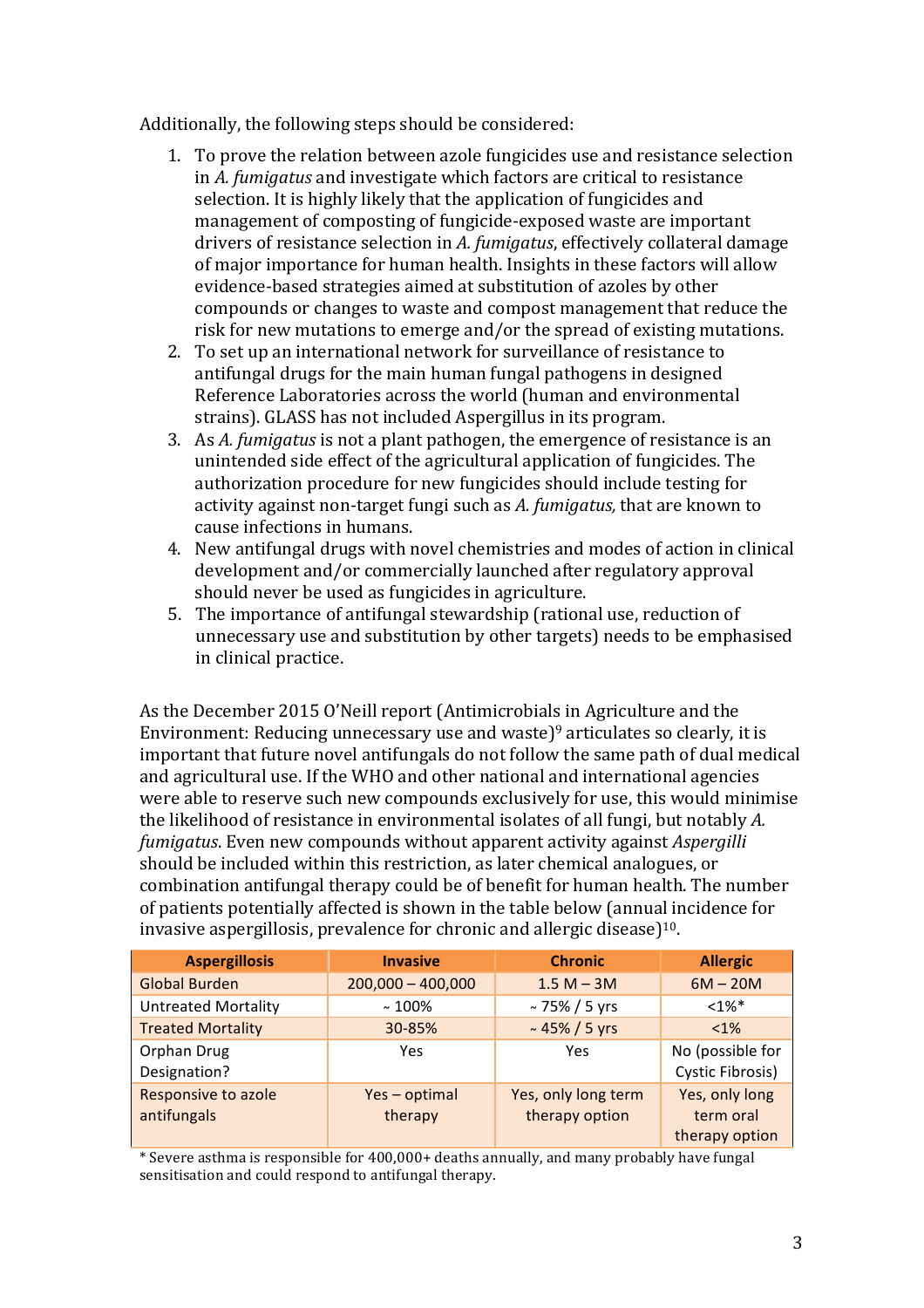Additionally, the following steps should be considered:

1. To prove the relation between azole fungicides use and resistance selection in *A. fumigatus* and investigate which factors are critical to resistance selection. It is highly likely that the application of fungicides and management of composting of fungicide-exposed waste are important drivers of resistance selection in *A. fumigatus*, effectively collateral damage of major importance for human health. Insights in these factors will allow evidence-based strategies aimed at substitution of azoles by other compounds or changes to waste and compost management that reduce the risk for new mutations to emerge and/or the spread of existing mutations.
2. To set up an international network for surveillance of resistance to antifungal drugs for the main human fungal pathogens in designed Reference Laboratories across the world (human and environmental strains). GLASS has not included Aspergillus in its program.
3. As *A. fumigatus* is not a plant pathogen, the emergence of resistance is an unintended side effect of the agricultural application of fungicides. The authorization procedure for new fungicides should include testing for activity against non-target fungi such as *A. fumigatus,* that are known to cause infections in humans.
4. New antifungal drugs with novel chemistries and modes of action in clinical development and/or commercially launched after regulatory approval should never be used as fungicides in agriculture.
5. The importance of antifungal stewardship (rational use, reduction of unnecessary use and substitution by other targets) needs to be emphasised in clinical practice.

As the December 2015 O'Neill report (Antimicrobials in Agriculture and the Environment: Reducing unnecessary use and waste)[9] articulates so clearly, it is important that future novel antifungals do not follow the same path of dual medical and agricultural use. If the WHO and other national and international agencies were able to reserve such new compounds exclusively for use, this would minimise the likelihood of resistance in environmental isolates of all fungi, but notably *A. fumigatus*. Even new compounds without apparent activity against *Aspergilli* should be included within this restriction, as later chemical analogues, or combination antifungal therapy could be of benefit for human health. The number of patients potentially affected is shown in the table below (annual incidence for invasive aspergillosis, prevalence for chronic and allergic disease)[10].

| Aspergillosis | Invasive | Chronic | Allergic |
|---|---|---|---|
| Global Burden | 200,000 – 400,000 | 1.5 M – 3M | 6M – 20M |
| Untreated Mortality | ~ 100% | ~ 75% / 5 yrs | <1%* |
| Treated Mortality | 30-85% | ~ 45% / 5 yrs | <1% |
| Orphan Drug Designation? | Yes | Yes | No (possible for Cystic Fibrosis) |
| Responsive to azole antifungals | Yes – optimal therapy | Yes, only long term therapy option | Yes, only long term oral therapy option |

* Severe asthma is responsible for 400,000+ deaths annually, and many probably have fungal sensitisation and could respond to antifungal therapy.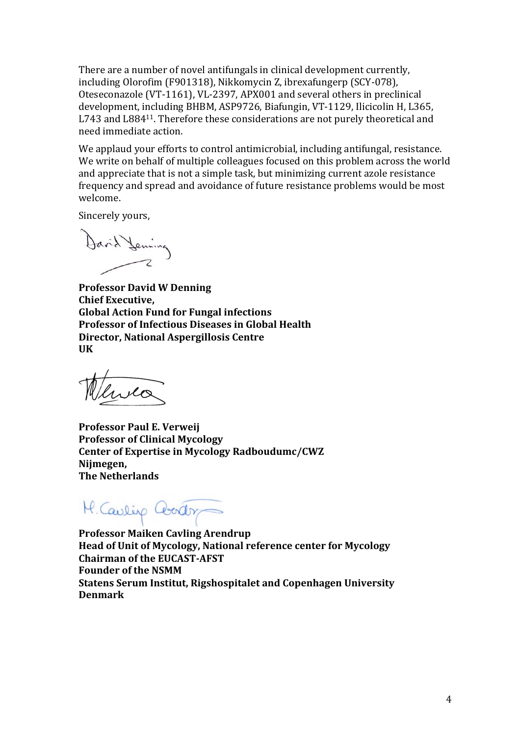There are a number of novel antifungals in clinical development currently, including Olorofim (F901318), Nikkomycin Z, ibrexafungerp (SCY-078), Oteseconazole (VT-1161), VL-2397, APX001 and several others in preclinical development, including BHBM, ASP9726, Biafungin, VT-1129, Ilicicolin H, L365, L743 and L884[11]. Therefore these considerations are not purely theoretical and need immediate action.

We applaud your efforts to control antimicrobial, including antifungal, resistance. We write on behalf of multiple colleagues focused on this problem across the world and appreciate that is not a simple task, but minimizing current azole resistance frequency and spread and avoidance of future resistance problems would be most welcome.

Sincerely yours,

**Professor David W Denning**
**Chief Executive,**
**Global Action Fund for Fungal infections**
**Professor of Infectious Diseases in Global Health**
**Director, National Aspergillosis Centre**
**UK**

**Professor Paul E. Verweij**
**Professor of Clinical Mycology**
**Center of Expertise in Mycology Radboudumc/CWZ**
**Nijmegen,**
**The Netherlands**

**Professor Maiken Cavling Arendrup**
**Head of Unit of Mycology, National reference center for Mycology**
**Chairman of the EUCAST-AFST**
**Founder of the NSMM**
**Statens Serum Institut, Rigshospitalet and Copenhagen University**
**Denmark**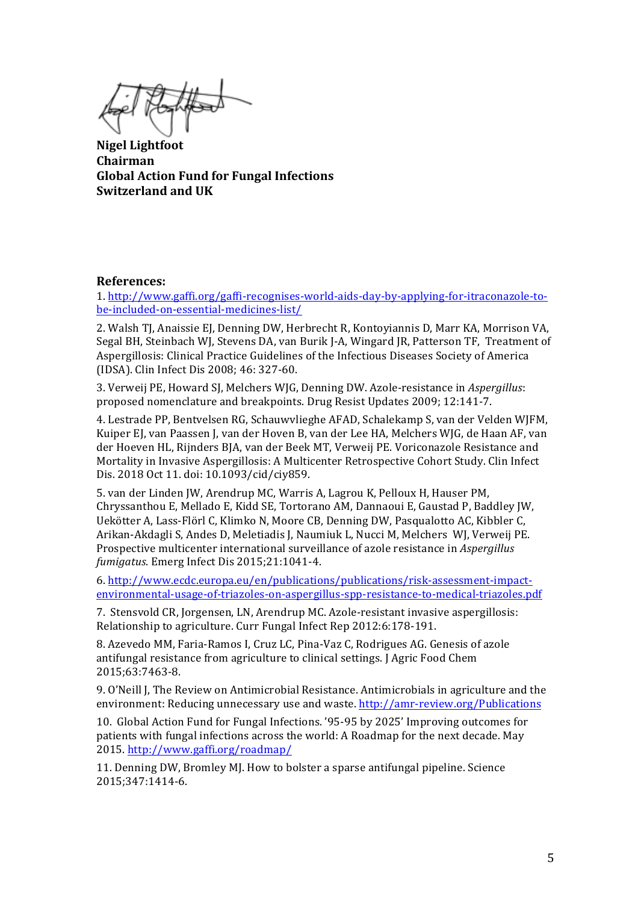**Nigel Lightfoot**
**Chairman**
**Global Action Fund for Fungal Infections**
**Switzerland and UK**

**References:**

1. http://www.gaffi.org/gaffi-recognises-world-aids-day-by-applying-for-itraconazole-to-be-included-on-essential-medicines-list/

2. Walsh TJ, Anaissie EJ, Denning DW, Herbrecht R, Kontoyiannis D, Marr KA, Morrison VA, Segal BH, Steinbach WJ, Stevens DA, van Burik J-A, Wingard JR, Patterson TF, Treatment of Aspergillosis: Clinical Practice Guidelines of the Infectious Diseases Society of America (IDSA). Clin Infect Dis 2008; 46: 327-60.

3. Verweij PE, Howard SJ, Melchers WJG, Denning DW. Azole-resistance in *Aspergillus*: proposed nomenclature and breakpoints. Drug Resist Updates 2009; 12:141-7.

4. Lestrade PP, Bentvelsen RG, Schauwvlieghe AFAD, Schalekamp S, van der Velden WJFM, Kuiper EJ, van Paassen J, van der Hoven B, van der Lee HA, Melchers WJG, de Haan AF, van der Hoeven HL, Rijnders BJA, van der Beek MT, Verweij PE. Voriconazole Resistance and Mortality in Invasive Aspergillosis: A Multicenter Retrospective Cohort Study. Clin Infect Dis. 2018 Oct 11. doi: 10.1093/cid/ciy859.

5. van der Linden JW, Arendrup MC, Warris A, Lagrou K, Pelloux H, Hauser PM, Chryssanthou E, Mellado E, Kidd SE, Tortorano AM, Dannaoui E, Gaustad P, Baddley JW, Uekötter A, Lass-Flörl C, Klimko N, Moore CB, Denning DW, Pasqualotto AC, Kibbler C, Arikan-Akdagli S, Andes D, Meletiadis J, Naumiuk L, Nucci M, Melchers WJ, Verweij PE. Prospective multicenter international surveillance of azole resistance in *Aspergillus fumigatus*. Emerg Infect Dis 2015;21:1041-4.

6. http://www.ecdc.europa.eu/en/publications/publications/risk-assessment-impact-environmental-usage-of-triazoles-on-aspergillus-spp-resistance-to-medical-triazoles.pdf

7. Stensvold CR, Jorgensen, LN, Arendrup MC. Azole-resistant invasive aspergillosis: Relationship to agriculture. Curr Fungal Infect Rep 2012:6:178-191.

8. Azevedo MM, Faria-Ramos I, Cruz LC, Pina-Vaz C, Rodrigues AG. Genesis of azole antifungal resistance from agriculture to clinical settings. J Agric Food Chem 2015;63:7463-8.

9. O'Neill J, The Review on Antimicrobial Resistance. Antimicrobials in agriculture and the environment: Reducing unnecessary use and waste. http://amr-review.org/Publications

10. Global Action Fund for Fungal Infections. '95-95 by 2025' Improving outcomes for patients with fungal infections across the world: A Roadmap for the next decade. May 2015. http://www.gaffi.org/roadmap/

11. Denning DW, Bromley MJ. How to bolster a sparse antifungal pipeline. Science 2015;347:1414-6.